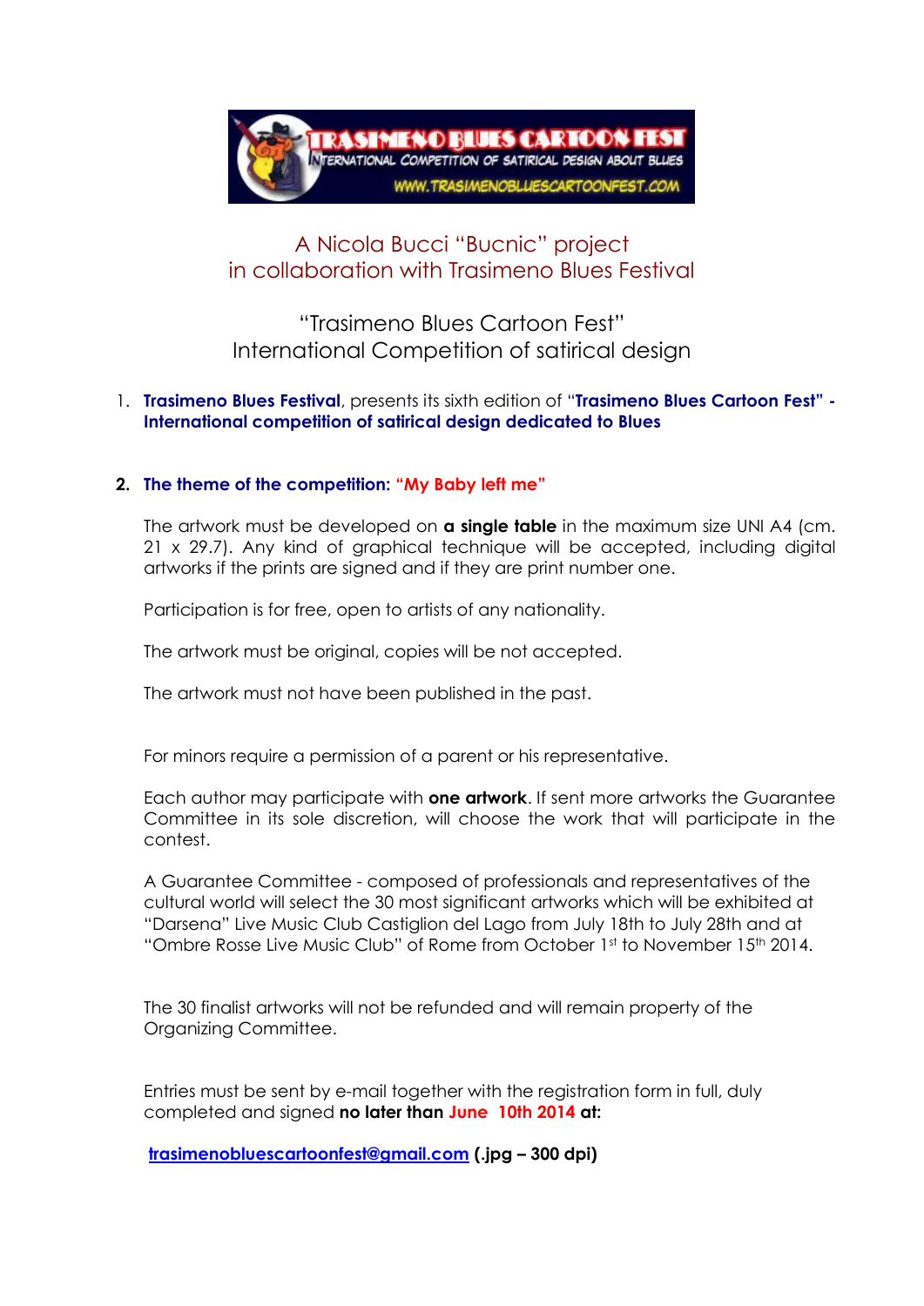A Nicola Bucci "Bucnic" project
in collaboration with Trasimeno Blues Festival

"Trasimeno Blues Cartoon Fest"
International Competition of satirical design

1. **Trasimeno Blues Festival**, presents its sixth edition of "**Trasimeno Blues Cartoon Fest" - International competition of satirical design dedicated to Blues**

2. **The theme of the competition: "My Baby left me"**

The artwork must be developed on **a single table** in the maximum size UNI A4 (cm. 21 x 29.7). Any kind of graphical technique will be accepted, including digital artworks if the prints are signed and if they are print number one.

Participation is for free, open to artists of any nationality.

The artwork must be original, copies will be not accepted.

The artwork must not have been published in the past.

For minors require a permission of a parent or his representative.

Each author may participate with **one artwork**. If sent more artworks the Guarantee Committee in its sole discretion, will choose the work that will participate in the contest.

A Guarantee Committee - composed of professionals and representatives of the cultural world will select the 30 most significant artworks which will be exhibited at "Darsena" Live Music Club Castiglion del Lago from July 18th to July 28th and at "Ombre Rosse Live Music Club" of Rome from October 1st to November 15th 2014.

The 30 finalist artworks will not be refunded and will remain property of the Organizing Committee.

Entries must be sent by e-mail together with the registration form in full, duly completed and signed **no later than June 10th 2014 at:**

**trasimenobluescartoonfest@gmail.com (.jpg – 300 dpi)**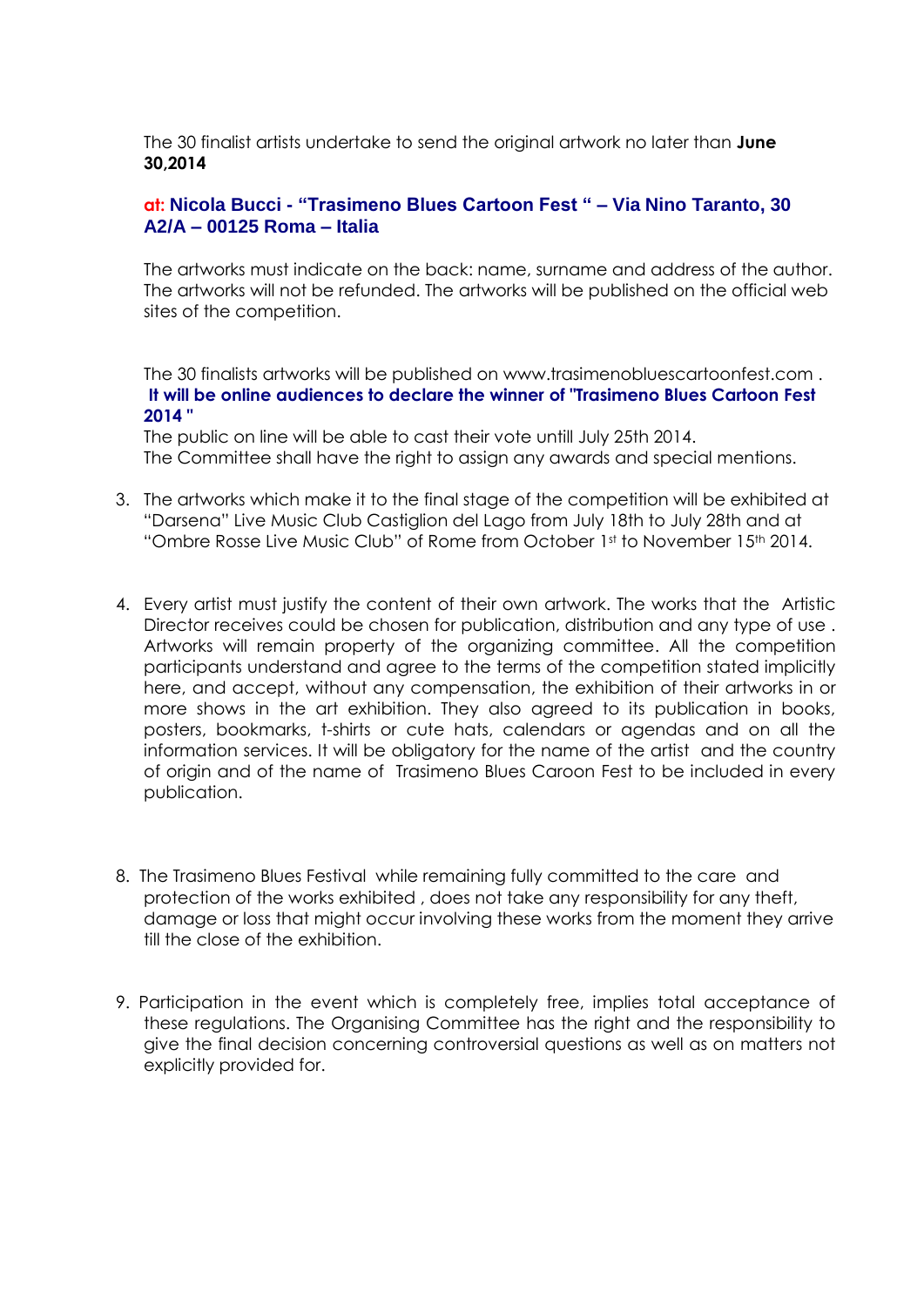The 30 finalist artists undertake to send the original artwork no later than **June 30,2014**

**at: Nicola Bucci - "Trasimeno Blues Cartoon Fest " – Via Nino Taranto, 30 A2/A – 00125 Roma – Italia**

The artworks must indicate on the back: name, surname and address of the author. The artworks will not be refunded. The artworks will be published on the official web sites of the competition.

The 30 finalists artworks will be published on www.trasimenobluescartoonfest.com .
**It will be online audiences to declare the winner of "Trasimeno Blues Cartoon Fest 2014 "**
The public on line will be able to cast their vote untill July 25th 2014.
The Committee shall have the right to assign any awards and special mentions.

3. The artworks which make it to the final stage of the competition will be exhibited at "Darsena" Live Music Club Castiglion del Lago from July 18th to July 28th and at "Ombre Rosse Live Music Club" of Rome from October 1st to November 15th 2014.

4. Every artist must justify the content of their own artwork. The works that the Artistic Director receives could be chosen for publication, distribution and any type of use . Artworks will remain property of the organizing committee. All the competition participants understand and agree to the terms of the competition stated implicitly here, and accept, without any compensation, the exhibition of their artworks in or more shows in the art exhibition. They also agreed to its publication in books, posters, bookmarks, t-shirts or cute hats, calendars or agendas and on all the information services. It will be obligatory for the name of the artist and the country of origin and of the name of Trasimeno Blues Caroon Fest to be included in every publication.

8. The Trasimeno Blues Festival while remaining fully committed to the care and protection of the works exhibited , does not take any responsibility for any theft, damage or loss that might occur involving these works from the moment they arrive till the close of the exhibition.

9. Participation in the event which is completely free, implies total acceptance of these regulations. The Organising Committee has the right and the responsibility to give the final decision concerning controversial questions as well as on matters not explicitly provided for.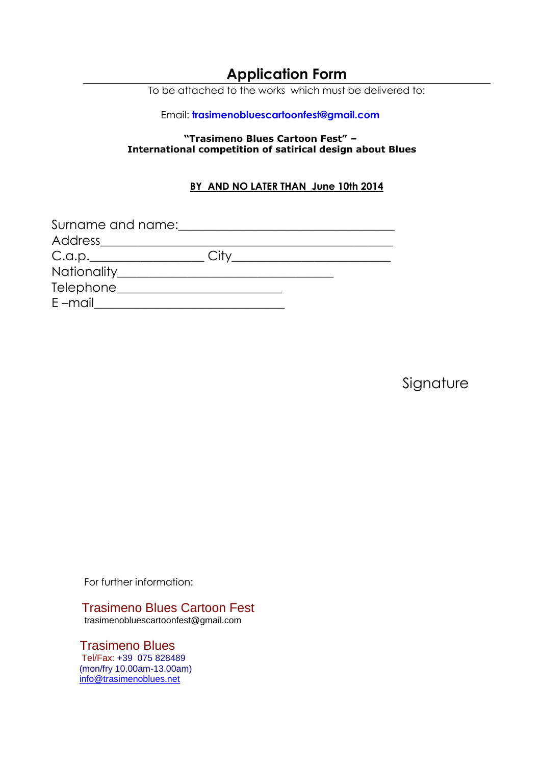# Application Form

To be attached to the works which must be delivered to:

Email: **trasimenobluescartoonfest@gmail.com**

**"Trasimeno Blues Cartoon Fest" –**
**International competition of satirical design about Blues**

**BY AND NO LATER THAN June 10th 2014**

Surname and name:________________________________
Address___________________________________________
C.a.p.________________ City________________________
Nationality________________________________
Telephone________________________
E –mail____________________________

Signature

For further information:

Trasimeno Blues Cartoon Fest
trasimenobluescartoonfest@gmail.com

Trasimeno Blues
Tel/Fax: +39 075 828489
(mon/fry 10.00am-13.00am)
info@trasimenoblues.net